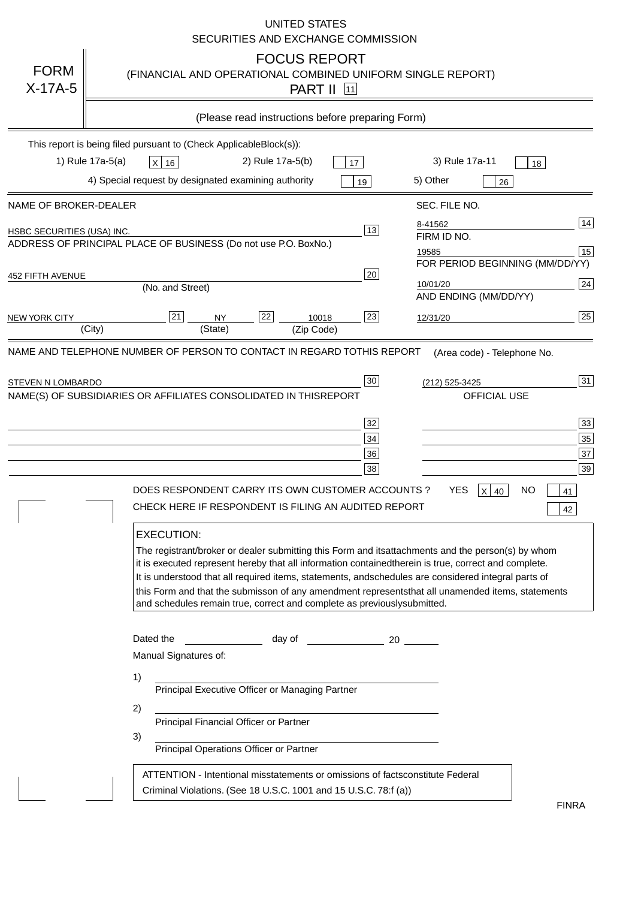UNITED STATES
SECURITIES AND EXCHANGE COMMISSION

# FORM X-17A-5

## FOCUS REPORT
(FINANCIAL AND OPERATIONAL COMBINED UNIFORM SINGLE REPORT)

PART II [11]

(Please read instructions before preparing Form)

This report is being filed pursuant to (Check Applicable Block(s)):

1) Rule 17a-5(a) [X] [16]    2) Rule 17a-5(b) [ ] [17]    3) Rule 17a-11 [ ] [18]

4) Special request by designated examining authority [ ] [19]    5) Other [ ] [26]

| NAME OF BROKER-DEALER | | SEC. FILE NO. | |
|---|---|---|---|
| HSBC SECURITIES (USA) INC. | [13] | 8-41562 | [14] |
| ADDRESS OF PRINCIPAL PLACE OF BUSINESS (Do not use P.O. Box No.) | | FIRM ID NO. | |
| | | 19585 | [15] |
| 452 FIFTH AVENUE (No. and Street) | [20] | FOR PERIOD BEGINNING (MM/DD/YY) 10/01/20 | [24] |
| NEW YORK CITY (City) [21] NY (State) [22] 10018 (Zip Code) | [23] | AND ENDING (MM/DD/YY) 12/31/20 | [25] |

| NAME AND TELEPHONE NUMBER OF PERSON TO CONTACT IN REGARD TO THIS REPORT | | (Area code) - Telephone No. | |
|---|---|---|---|
| STEVEN N LOMBARDO | [30] | (212) 525-3425 | [31] |

| NAME(S) OF SUBSIDIARIES OR AFFILIATES CONSOLIDATED IN THIS REPORT | | OFFICIAL USE | |
|---|---|---|---|
| | [32] | | [33] |
| | [34] | | [35] |
| | [36] | | [37] |
| | [38] | | [39] |

DOES RESPONDENT CARRY ITS OWN CUSTOMER ACCOUNTS ? YES [X] [40] NO [ ] [41]

CHECK HERE IF RESPONDENT IS FILING AN AUDITED REPORT [ ] [42]

**EXECUTION:**

The registrant/broker or dealer submitting this Form and its attachments and the person(s) by whom it is executed represent hereby that all information contained therein is true, correct and complete. It is understood that all required items, statements, and schedules are considered integral parts of this Form and that the submisson of any amendment represents that all unamended items, statements and schedules remain true, correct and complete as previously submitted.

Dated the ______________ day of ______________ 20 ______

Manual Signatures of:

1) ______________________________
Principal Executive Officer or Managing Partner

2) ______________________________
Principal Financial Officer or Partner

3) ______________________________
Principal Operations Officer or Partner

ATTENTION - Intentional misstatements or omissions of facts constitute Federal Criminal Violations. (See 18 U.S.C. 1001 and 15 U.S.C. 78:f (a))

FINRA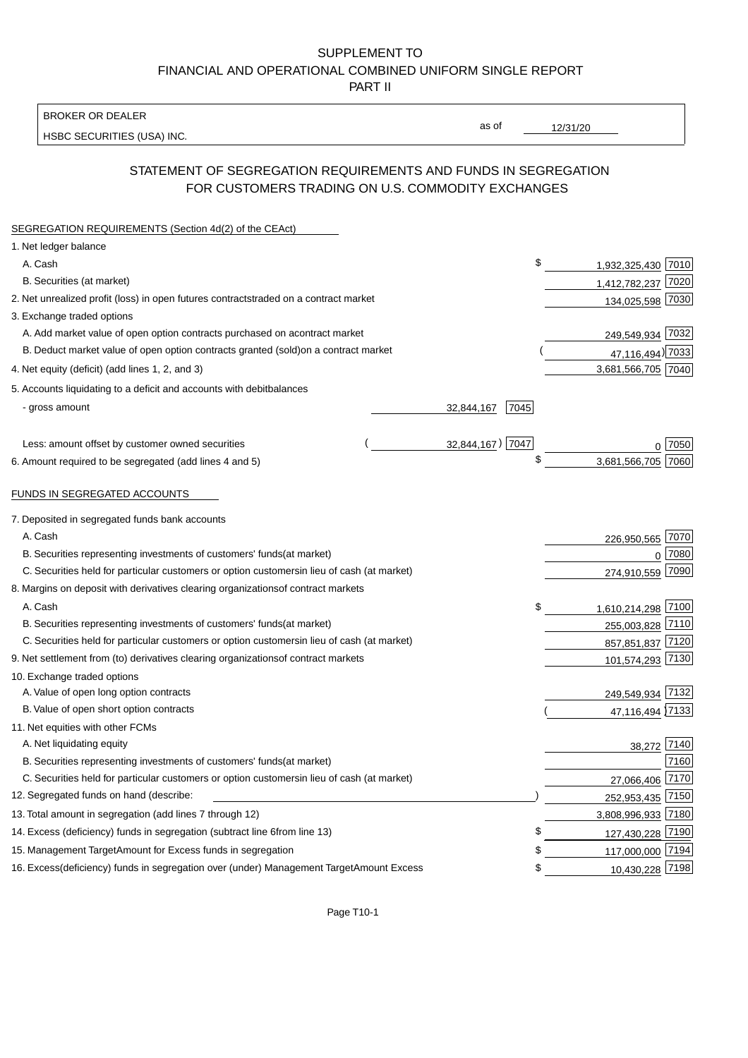# SUPPLEMENT TO
# FINANCIAL AND OPERATIONAL COMBINED UNIFORM SINGLE REPORT
# PART II

BROKER OR DEALER
HSBC SECURITIES (USA) INC.

as of 12/31/20

## STATEMENT OF SEGREGATION REQUIREMENTS AND FUNDS IN SEGREGATION FOR CUSTOMERS TRADING ON U.S. COMMODITY EXCHANGES

### SEGREGATION REQUIREMENTS (Section 4d(2) of the CEAct)

| Item | | | Amount | Code |
|---|---|---|---|---|
| 1. Net ledger balance | | | | |
| A. Cash | | | $ 1,932,325,430 | 7010 |
| B. Securities (at market) | | | 1,412,782,237 | 7020 |
| 2. Net unrealized profit (loss) in open futures contracts traded on a contract market | | | 134,025,598 | 7030 |
| 3. Exchange traded options | | | | |
| A. Add market value of open option contracts purchased on a contract market | | | 249,549,934 | 7032 |
| B. Deduct market value of open option contracts granted (sold) on a contract market | | | (47,116,494) | 7033 |
| 4. Net equity (deficit) (add lines 1, 2, and 3) | | | 3,681,566,705 | 7040 |
| 5. Accounts liquidating to a deficit and accounts with debit balances | | | | |
| - gross amount | 32,844,167 | 7045 | | |
| Less: amount offset by customer owned securities | (32,844,167) | 7047 | 0 | 7050 |
| 6. Amount required to be segregated (add lines 4 and 5) | | | $ 3,681,566,705 | 7060 |

### FUNDS IN SEGREGATED ACCOUNTS

| Item | Amount | Code |
|---|---|---|
| 7. Deposited in segregated funds bank accounts | | |
| A. Cash | 226,950,565 | 7070 |
| B. Securities representing investments of customers' funds (at market) | 0 | 7080 |
| C. Securities held for particular customers or option customers in lieu of cash (at market) | 274,910,559 | 7090 |
| 8. Margins on deposit with derivatives clearing organizations of contract markets | | |
| A. Cash | $ 1,610,214,298 | 7100 |
| B. Securities representing investments of customers' funds (at market) | 255,003,828 | 7110 |
| C. Securities held for particular customers or option customers in lieu of cash (at market) | 857,851,837 | 7120 |
| 9. Net settlement from (to) derivatives clearing organizations of contract markets | 101,574,293 | 7130 |
| 10. Exchange traded options | | |
| A. Value of open long option contracts | 249,549,934 | 7132 |
| B. Value of open short option contracts | (47,116,494) | 7133 |
| 11. Net equities with other FCMs | | |
| A. Net liquidating equity | 38,272 | 7140 |
| B. Securities representing investments of customers' funds (at market) | | 7160 |
| C. Securities held for particular customers or option customers in lieu of cash (at market) | 27,066,406 | 7170 |
| 12. Segregated funds on hand (describe: ) | 252,953,435 | 7150 |
| 13. Total amount in segregation (add lines 7 through 12) | 3,808,996,933 | 7180 |
| 14. Excess (deficiency) funds in segregation (subtract line 6 from line 13) | $ 127,430,228 | 7190 |
| 15. Management Target Amount for Excess funds in segregation | $ 117,000,000 | 7194 |
| 16. Excess (deficiency) funds in segregation over (under) Management Target Amount Excess | $ 10,430,228 | 7198 |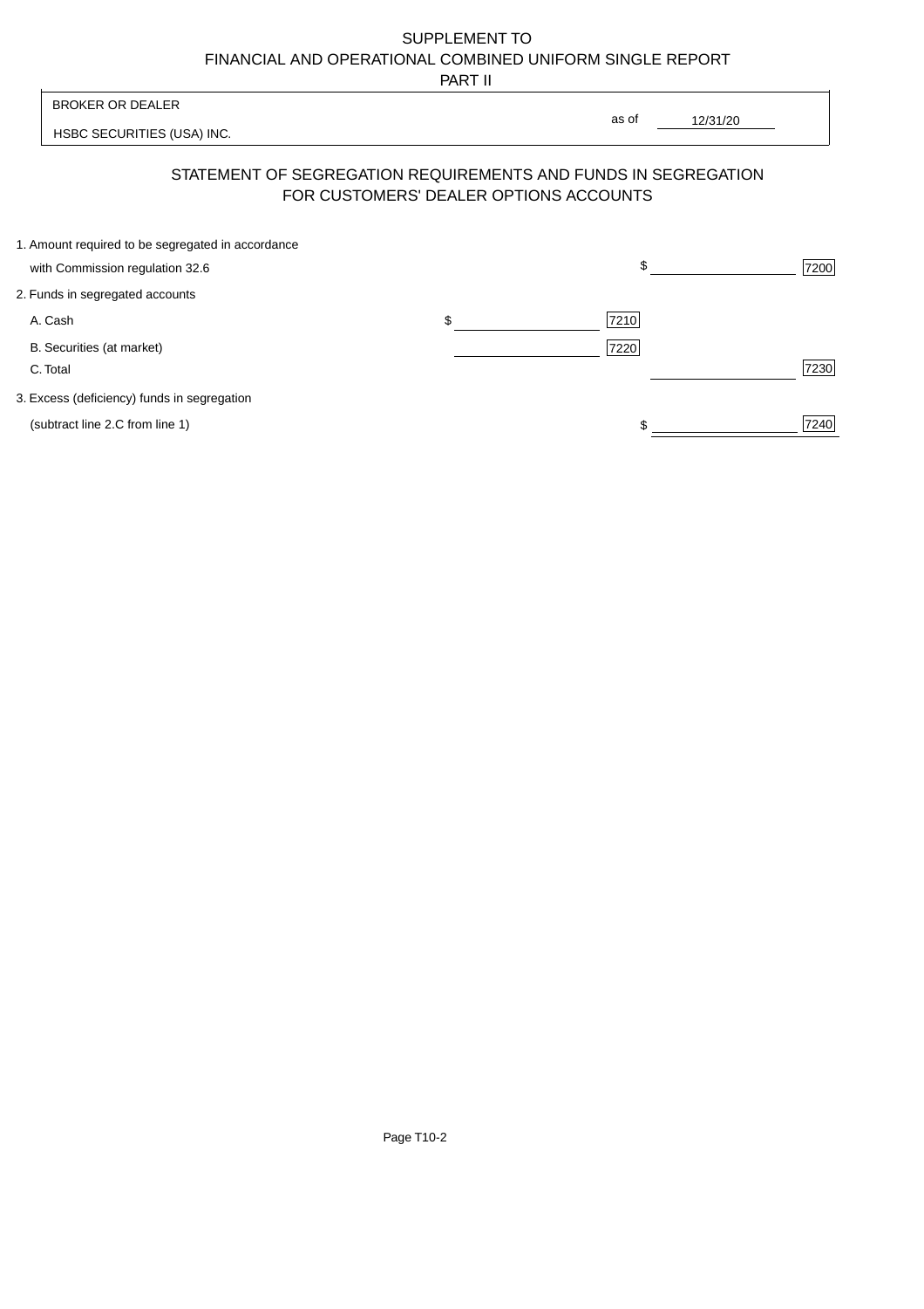SUPPLEMENT TO
FINANCIAL AND OPERATIONAL COMBINED UNIFORM SINGLE REPORT
PART II

| BROKER OR DEALER | |
|---|---|
| HSBC SECURITIES (USA) INC. | as of 12/31/20 |

## STATEMENT OF SEGREGATION REQUIREMENTS AND FUNDS IN SEGREGATION FOR CUSTOMERS' DEALER OPTIONS ACCOUNTS

| | | | | |
|---|---|---|---|---|
| 1. Amount required to be segregated in accordance with Commission regulation 32.6 | | | $ | 7200 |
| 2. Funds in segregated accounts | | | | |
| A. Cash | $ | 7210 | | |
| B. Securities (at market) | | 7220 | | |
| C. Total | | | | 7230 |
| 3. Excess (deficiency) funds in segregation (subtract line 2.C from line 1) | | | $ | 7240 |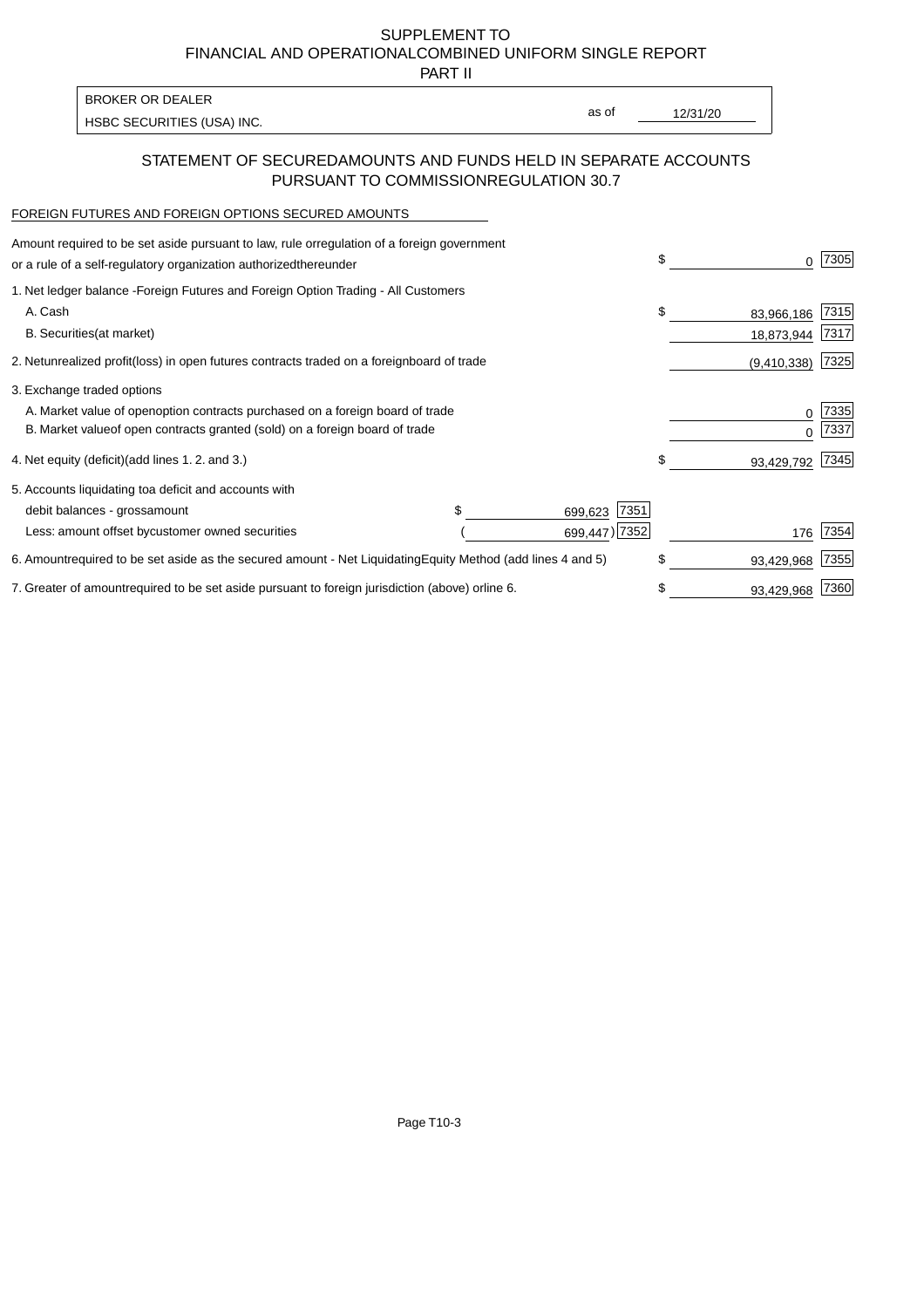SUPPLEMENT TO
FINANCIAL AND OPERATIONAL COMBINED UNIFORM SINGLE REPORT
PART II

BROKER OR DEALER
HSBC SECURITIES (USA) INC.

as of 12/31/20

## STATEMENT OF SECURED AMOUNTS AND FUNDS HELD IN SEPARATE ACCOUNTS PURSUANT TO COMMISSION REGULATION 30.7

FOREIGN FUTURES AND FOREIGN OPTIONS SECURED AMOUNTS

| Description | | | Amount | Code |
|---|---|---|---|---|
| Amount required to be set aside pursuant to law, rule or regulation of a foreign government or a rule of a self-regulatory organization authorized thereunder | | | $ 0 | 7305 |
| 1. Net ledger balance - Foreign Futures and Foreign Option Trading - All Customers | | | | |
| A. Cash | | | $ 83,966,186 | 7315 |
| B. Securities (at market) | | | 18,873,944 | 7317 |
| 2. Net unrealized profit (loss) in open futures contracts traded on a foreign board of trade | | | (9,410,338) | 7325 |
| 3. Exchange traded options | | | | |
| A. Market value of open option contracts purchased on a foreign board of trade | | | 0 | 7335 |
| B. Market value of open contracts granted (sold) on a foreign board of trade | | | 0 | 7337 |
| 4. Net equity (deficit) (add lines 1. 2. and 3.) | | | $ 93,429,792 | 7345 |
| 5. Accounts liquidating to a deficit and accounts with | | | | |
| debit balances - gross amount | $ 699,623 | 7351 | | |
| Less: amount offset by customer owned securities | (699,447) | 7352 | 176 | 7354 |
| 6. Amount required to be set aside as the secured amount - Net Liquidating Equity Method (add lines 4 and 5) | | | $ 93,429,968 | 7355 |
| 7. Greater of amount required to be set aside pursuant to foreign jurisdiction (above) or line 6. | | | $ 93,429,968 | 7360 |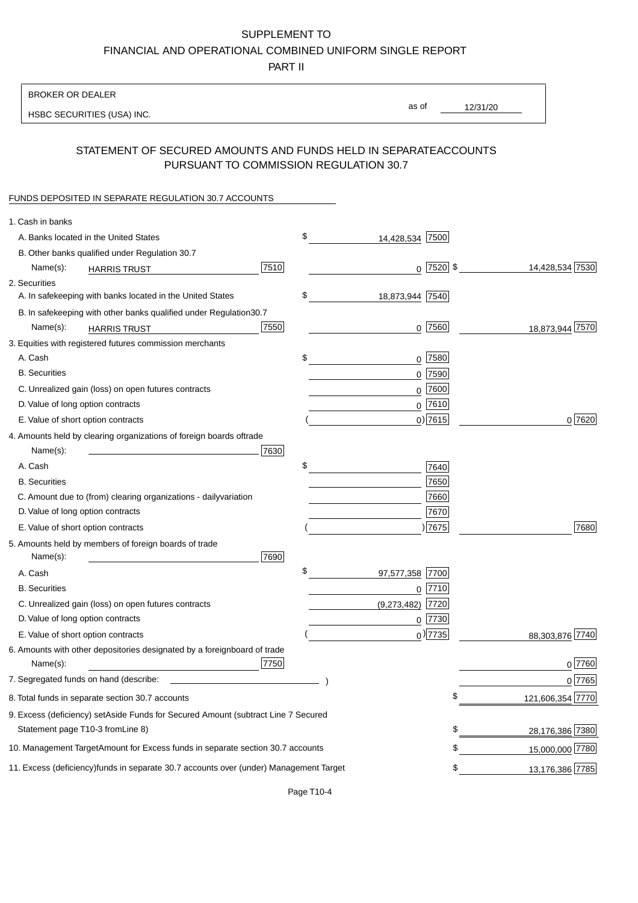SUPPLEMENT TO
FINANCIAL AND OPERATIONAL COMBINED UNIFORM SINGLE REPORT
PART II

BROKER OR DEALER
HSBC SECURITIES (USA) INC.

as of 12/31/20

## STATEMENT OF SECURED AMOUNTS AND FUNDS HELD IN SEPARATE ACCOUNTS PURSUANT TO COMMISSION REGULATION 30.7

FUNDS DEPOSITED IN SEPARATE REGULATION 30.7 ACCOUNTS

| | | | |
|---|---|---|---|
| 1. Cash in banks | | | |
| A. Banks located in the United States | | $ 14,428,534 [7500] | |
| B. Other banks qualified under Regulation 30.7 | | | |
| Name(s): HARRIS TRUST | [7510] | 0 [7520] | $ 14,428,534 [7530] |
| 2. Securities | | | |
| A. In safekeeping with banks located in the United States | | $ 18,873,944 [7540] | |
| B. In safekeeping with other banks qualified under Regulation 30.7 | | | |
| Name(s): HARRIS TRUST | [7550] | 0 [7560] | 18,873,944 [7570] |
| 3. Equities with registered futures commission merchants | | | |
| A. Cash | | $ 0 [7580] | |
| B. Securities | | 0 [7590] | |
| C. Unrealized gain (loss) on open futures contracts | | 0 [7600] | |
| D. Value of long option contracts | | 0 [7610] | |
| E. Value of short option contracts | | ( 0) [7615] | 0 [7620] |
| 4. Amounts held by clearing organizations of foreign boards of trade | | | |
| Name(s): | [7630] | | |
| A. Cash | | $ [7640] | |
| B. Securities | | [7650] | |
| C. Amount due to (from) clearing organizations - daily variation | | [7660] | |
| D. Value of long option contracts | | [7670] | |
| E. Value of short option contracts | | ( ) [7675] | [7680] |
| 5. Amounts held by members of foreign boards of trade | | | |
| Name(s): | [7690] | | |
| A. Cash | | $ 97,577,358 [7700] | |
| B. Securities | | 0 [7710] | |
| C. Unrealized gain (loss) on open futures contracts | | (9,273,482) [7720] | |
| D. Value of long option contracts | | 0 [7730] | |
| E. Value of short option contracts | | ( 0) [7735] | 88,303,876 [7740] |
| 6. Amounts with other depositories designated by a foreign board of trade | | | |
| Name(s): | [7750] | | 0 [7760] |
| 7. Segregated funds on hand (describe: ) | | | 0 [7765] |
| 8. Total funds in separate section 30.7 accounts | | | $ 121,606,354 [7770] |
| 9. Excess (deficiency) set Aside Funds for Secured Amount (subtract Line 7 Secured Statement page T10-3 from Line 8) | | | $ 28,176,386 [7380] |
| 10. Management Target Amount for Excess funds in separate section 30.7 accounts | | | $ 15,000,000 [7780] |
| 11. Excess (deficiency) funds in separate 30.7 accounts over (under) Management Target | | | $ 13,176,386 [7785] |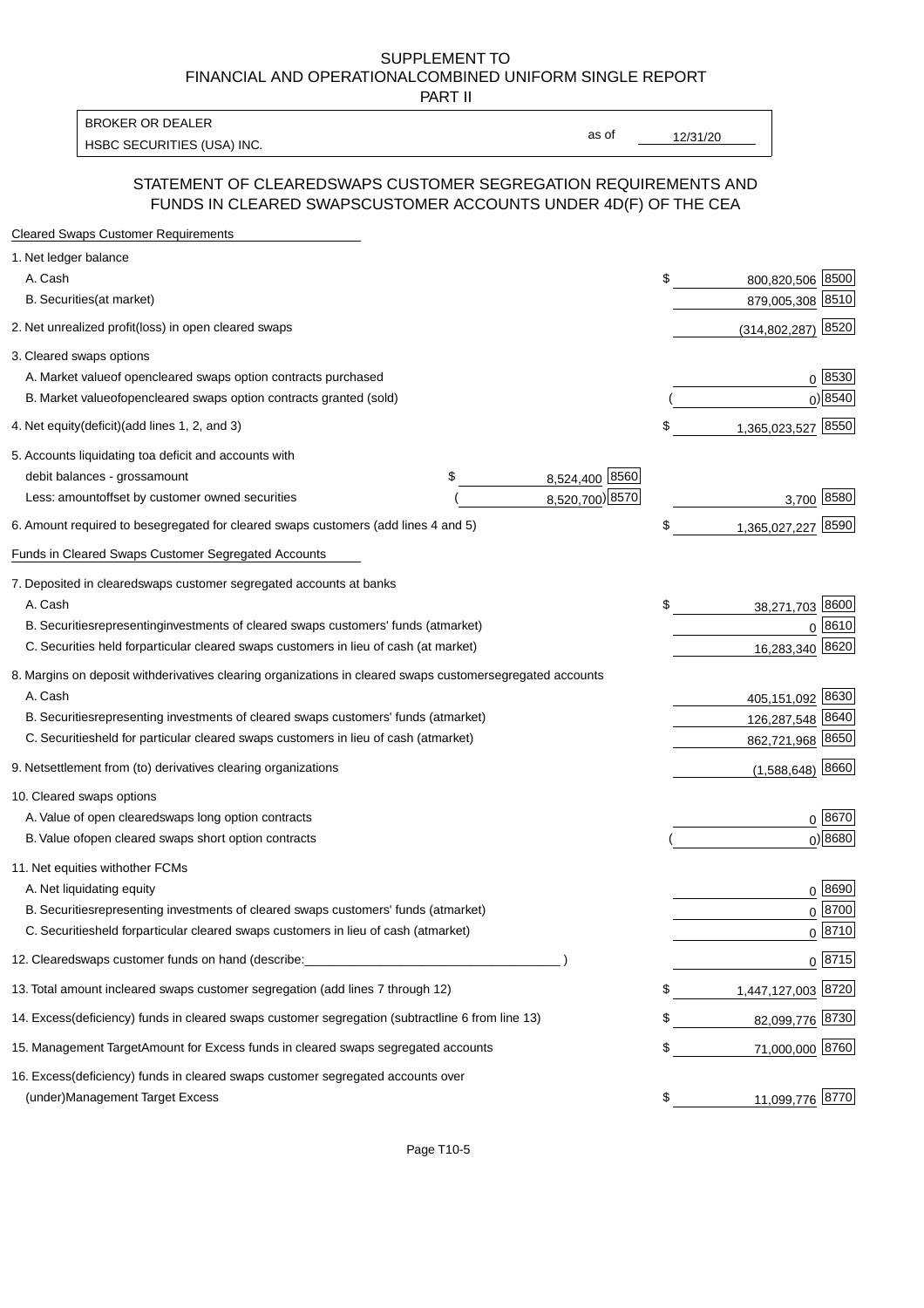SUPPLEMENT TO
FINANCIAL AND OPERATIONALCOMBINED UNIFORM SINGLE REPORT
PART II

| BROKER OR DEALER | | |
|---|---|---|
| HSBC SECURITIES (USA) INC. | as of | 12/31/20 |

## STATEMENT OF CLEAREDSWAPS CUSTOMER SEGREGATION REQUIREMENTS AND FUNDS IN CLEARED SWAPSCUSTOMER ACCOUNTS UNDER 4D(F) OF THE CEA

| Cleared Swaps Customer Requirements | | | | |
|---|---|---|---|---|
| 1. Net ledger balance | | | | |
| A. Cash | | | $ 800,820,506 | 8500 |
| B. Securities(at market) | | | 879,005,308 | 8510 |
| 2. Net unrealized profit(loss) in open cleared swaps | | | (314,802,287) | 8520 |
| 3. Cleared swaps options | | | | |
| A. Market valueof opencleared swaps option contracts purchased | | | 0 | 8530 |
| B. Market valueofopencleared swaps option contracts granted (sold) | | | ( 0) | 8540 |
| 4. Net equity(deficit)(add lines 1, 2, and 3) | | | $ 1,365,023,527 | 8550 |
| 5. Accounts liquidating toa deficit and accounts with | | | | |
| debit balances - grossamount | $ 8,524,400 | 8560 | | |
| Less: amountoffset by customer owned securities | ( 8,520,700) | 8570 | 3,700 | 8580 |
| 6. Amount required to besegregated for cleared swaps customers (add lines 4 and 5) | | | $ 1,365,027,227 | 8590 |
| Funds in Cleared Swaps Customer Segregated Accounts | | | | |
| 7. Deposited in clearedswaps customer segregated accounts at banks | | | | |
| A. Cash | | | $ 38,271,703 | 8600 |
| B. Securitiesrepresentinginvestments of cleared swaps customers' funds (atmarket) | | | 0 | 8610 |
| C. Securities held forparticular cleared swaps customers in lieu of cash (at market) | | | 16,283,340 | 8620 |
| 8. Margins on deposit withderivatives clearing organizations in cleared swaps customersegregated accounts | | | | |
| A. Cash | | | 405,151,092 | 8630 |
| B. Securitiesrepresenting investments of cleared swaps customers' funds (atmarket) | | | 126,287,548 | 8640 |
| C. Securitiesheld for particular cleared swaps customers in lieu of cash (atmarket) | | | 862,721,968 | 8650 |
| 9. Netsettlement from (to) derivatives clearing organizations | | | (1,588,648) | 8660 |
| 10. Cleared swaps options | | | | |
| A. Value of open clearedswaps long option contracts | | | 0 | 8670 |
| B. Value ofopen cleared swaps short option contracts | | | ( 0) | 8680 |
| 11. Net equities withother FCMs | | | | |
| A. Net liquidating equity | | | 0 | 8690 |
| B. Securitiesrepresenting investments of cleared swaps customers' funds (atmarket) | | | 0 | 8700 |
| C. Securitiesheld forparticular cleared swaps customers in lieu of cash (atmarket) | | | 0 | 8710 |
| 12. Clearedswaps customer funds on hand (describe:_______________ ) | | | 0 | 8715 |
| 13. Total amount incleared swaps customer segregation (add lines 7 through 12) | | | $ 1,447,127,003 | 8720 |
| 14. Excess(deficiency) funds in cleared swaps customer segregation (subtractline 6 from line 13) | | | $ 82,099,776 | 8730 |
| 15. Management TargetAmount for Excess funds in cleared swaps segregated accounts | | | $ 71,000,000 | 8760 |
| 16. Excess(deficiency) funds in cleared swaps customer segregated accounts over (under)Management Target Excess | | | $ 11,099,776 | 8770 |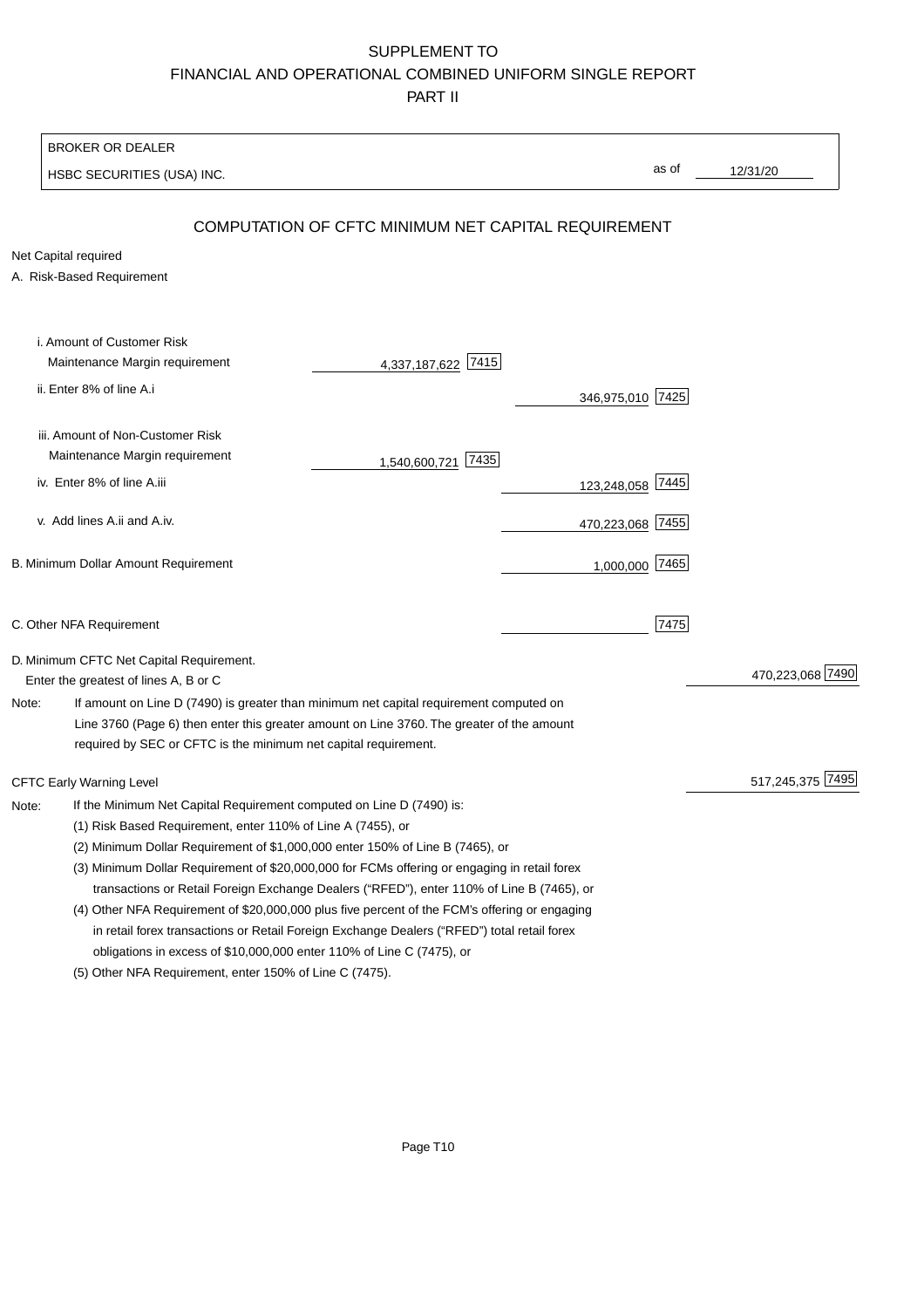# SUPPLEMENT TO
# FINANCIAL AND OPERATIONAL COMBINED UNIFORM SINGLE REPORT
# PART II

| | |
|---|---|
| BROKER OR DEALER | |
| HSBC SECURITIES (USA) INC. | as of 12/31/20 |

## COMPUTATION OF CFTC MINIMUM NET CAPITAL REQUIREMENT

Net Capital required

A. Risk-Based Requirement

| | | | |
|---|---|---|---|
| i. Amount of Customer Risk Maintenance Margin requirement | 4,337,187,622 [7415] | | |
| ii. Enter 8% of line A.i | | 346,975,010 [7425] | |
| iii. Amount of Non-Customer Risk Maintenance Margin requirement | 1,540,600,721 [7435] | | |
| iv. Enter 8% of line A.iii | | 123,248,058 [7445] | |
| v. Add lines A.ii and A.iv. | | 470,223,068 [7455] | |
| B. Minimum Dollar Amount Requirement | | 1,000,000 [7465] | |
| C. Other NFA Requirement | | [7475] | |
| D. Minimum CFTC Net Capital Requirement. Enter the greatest of lines A, B or C | | | 470,223,068 [7490] |

Note: If amount on Line D (7490) is greater than minimum net capital requirement computed on Line 3760 (Page 6) then enter this greater amount on Line 3760. The greater of the amount required by SEC or CFTC is the minimum net capital requirement.

CFTC Early Warning Level — 517,245,375 [7495]

Note: If the Minimum Net Capital Requirement computed on Line D (7490) is:

(1) Risk Based Requirement, enter 110% of Line A (7455), or

(2) Minimum Dollar Requirement of $1,000,000 enter 150% of Line B (7465), or

(3) Minimum Dollar Requirement of $20,000,000 for FCMs offering or engaging in retail forex transactions or Retail Foreign Exchange Dealers ("RFED"), enter 110% of Line B (7465), or

(4) Other NFA Requirement of $20,000,000 plus five percent of the FCM's offering or engaging in retail forex transactions or Retail Foreign Exchange Dealers ("RFED") total retail forex obligations in excess of $10,000,000 enter 110% of Line C (7475), or

(5) Other NFA Requirement, enter 150% of Line C (7475).